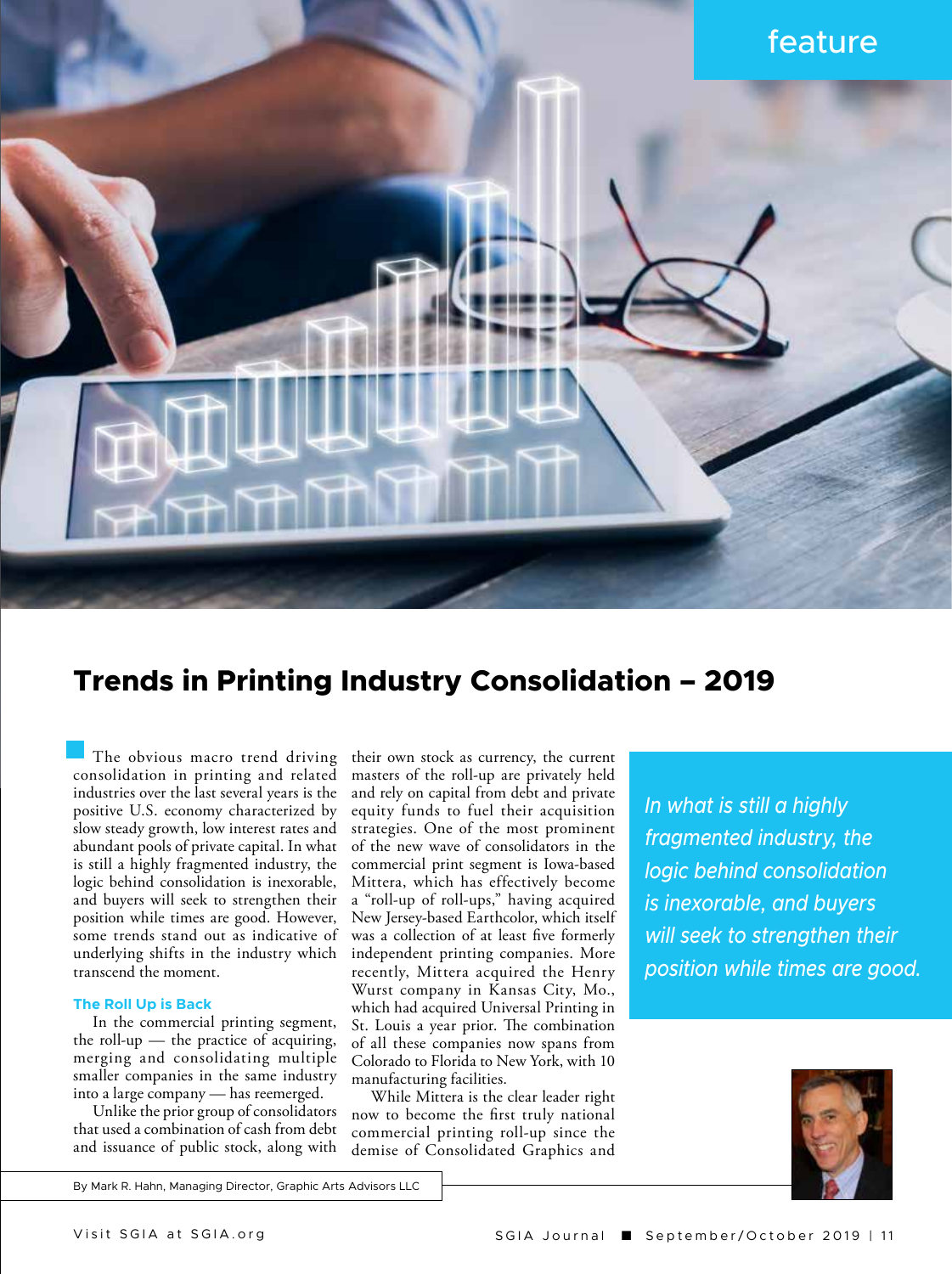# Trends in Printing Industry Consolidation – 2019

The obvious macro trend driving consolidation in printing and related industries over the last several years is the positive U.S. economy characterized by slow steady growth, low interest rates and abundant pools of private capital. In what is still a highly fragmented industry, the logic behind consolidation is inexorable, and buyers will seek to strengthen their position while times are good. However, some trends stand out as indicative of underlying shifts in the industry which transcend the moment.

### The Roll Up is Back

In the commercial printing segment, the roll-up — the practice of acquiring, merging and consolidating multiple smaller companies in the same industry into a large company — has reemerged.

Unlike the prior group of consolidators that used a combination of cash from debt and issuance of public stock, along with their own stock as currency, the current masters of the roll-up are privately held and rely on capital from debt and private equity funds to fuel their acquisition strategies. One of the most prominent of the new wave of consolidators in the commercial print segment is Iowa-based Mittera, which has effectively become a "roll-up of roll-ups," having acquired New Jersey-based Earthcolor, which itself was a collection of at least five formerly independent printing companies. More recently, Mittera acquired the Henry Wurst company in Kansas City, Mo., which had acquired Universal Printing in St. Louis a year prior. The combination of all these companies now spans from Colorado to Florida to New York, with 10 manufacturing facilities.

While Mittera is the clear leader right now to become the first truly national commercial printing roll-up since the demise of Consolidated Graphics and

*In what is still a highly fragmented industry, the logic behind consolidation is inexorable, and buyers will seek to strengthen their position while times are good.*

By Mark R. Hahn, Managing Director, Graphic Arts Advisors LLC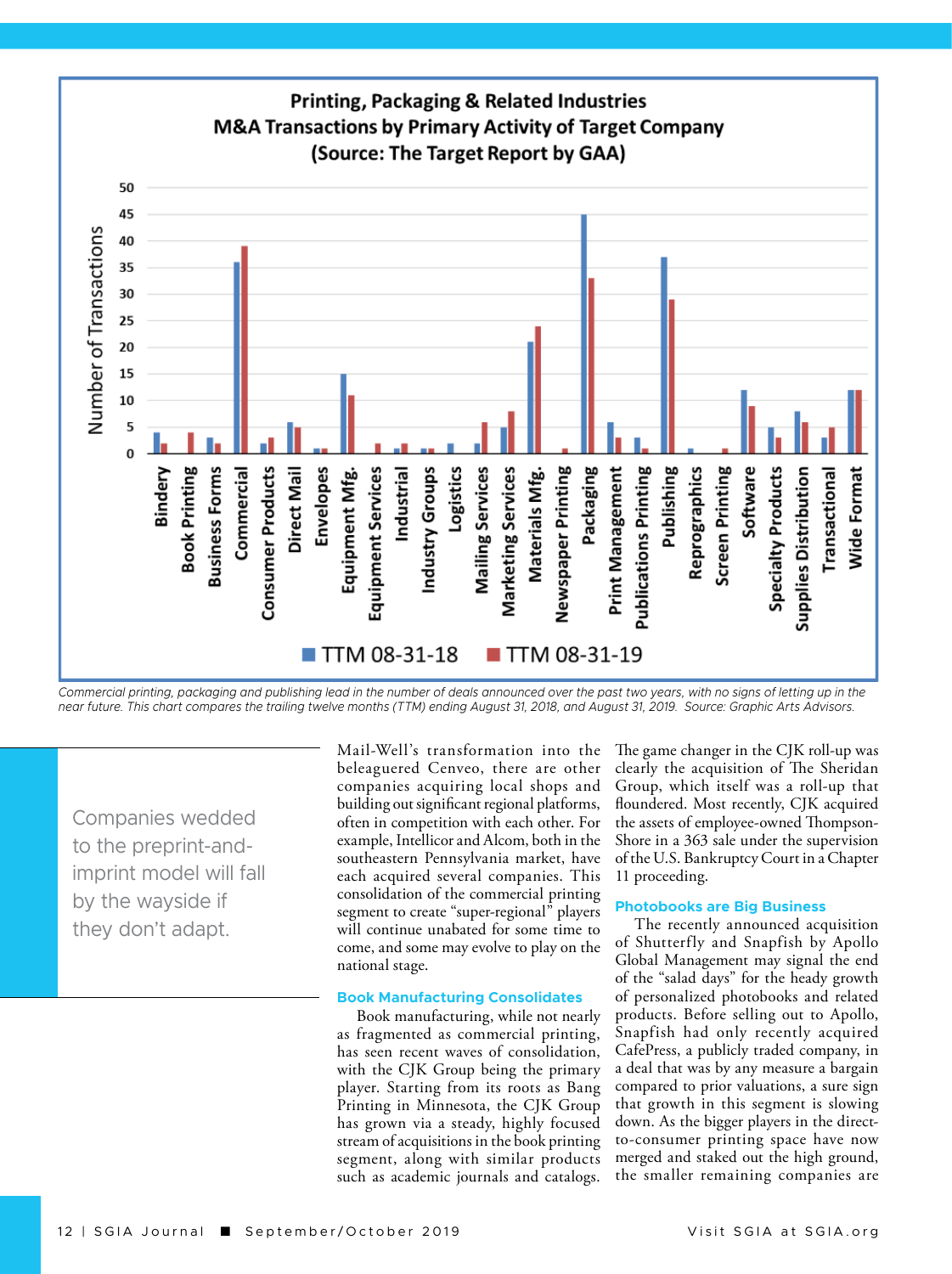**Printing, Packaging & Related Industries**
**M&A Transactions by Primary Activity of Target Company**
**(Source: The Target Report by GAA)**

| Primary Activity | TTM 08-31-18 | TTM 08-31-19 |
|---|---|---|
| Bindery | 4 | 2 |
| Book Printing | 0 | 4 |
| Business Forms | 3 | 2 |
| Commercial | 36 | 39 |
| Consumer Products | 2 | 3 |
| Direct Mail | 6 | 5 |
| Envelopes | 1 | 1 |
| Equipment Mfg. | 15 | 11 |
| Equipment Services | 0 | 2 |
| Industrial | 1 | 2 |
| Industry Groups | 1 | 1 |
| Logistics | 2 | 0 |
| Mailing Services | 2 | 6 |
| Marketing Services | 5 | 8 |
| Materials Mfg. | 21 | 24 |
| Newspaper Printing | 0 | 1 |
| Packaging | 45 | 33 |
| Print Management | 6 | 3 |
| Publications Printing | 3 | 1 |
| Publishing | 37 | 29 |
| Reprographics | 1 | 0 |
| Screen Printing | 0 | 1 |
| Software | 12 | 9 |
| Specialty Products | 5 | 3 |
| Supplies Distribution | 8 | 6 |
| Transactional | 3 | 5 |
| Wide Format | 12 | 12 |

*Commercial printing, packaging and publishing lead in the number of deals announced over the past two years, with no signs of letting up in the near future. This chart compares the trailing twelve months (TTM) ending August 31, 2018, and August 31, 2019. Source: Graphic Arts Advisors.*

> Companies wedded to the preprint-and-imprint model will fall by the wayside if they don't adapt.

Mail-Well's transformation into the beleaguered Cenveo, there are other companies acquiring local shops and building out significant regional platforms, often in competition with each other. For example, Intellicor and Alcom, both in the southeastern Pennsylvania market, have each acquired several companies. This consolidation of the commercial printing segment to create "super-regional" players will continue unabated for some time to come, and some may evolve to play on the national stage.

### Book Manufacturing Consolidates

Book manufacturing, while not nearly as fragmented as commercial printing, has seen recent waves of consolidation, with the CJK Group being the primary player. Starting from its roots as Bang Printing in Minnesota, the CJK Group has grown via a steady, highly focused stream of acquisitions in the book printing segment, along with similar products such as academic journals and catalogs. The game changer in the CJK roll-up was clearly the acquisition of The Sheridan Group, which itself was a roll-up that floundered. Most recently, CJK acquired the assets of employee-owned Thompson-Shore in a 363 sale under the supervision of the U.S. Bankruptcy Court in a Chapter 11 proceeding.

### Photobooks are Big Business

The recently announced acquisition of Shutterfly and Snapfish by Apollo Global Management may signal the end of the "salad days" for the heady growth of personalized photobooks and related products. Before selling out to Apollo, Snapfish had only recently acquired CafePress, a publicly traded company, in a deal that was by any measure a bargain compared to prior valuations, a sure sign that growth in this segment is slowing down. As the bigger players in the direct-to-consumer printing space have now merged and staked out the high ground, the smaller remaining companies are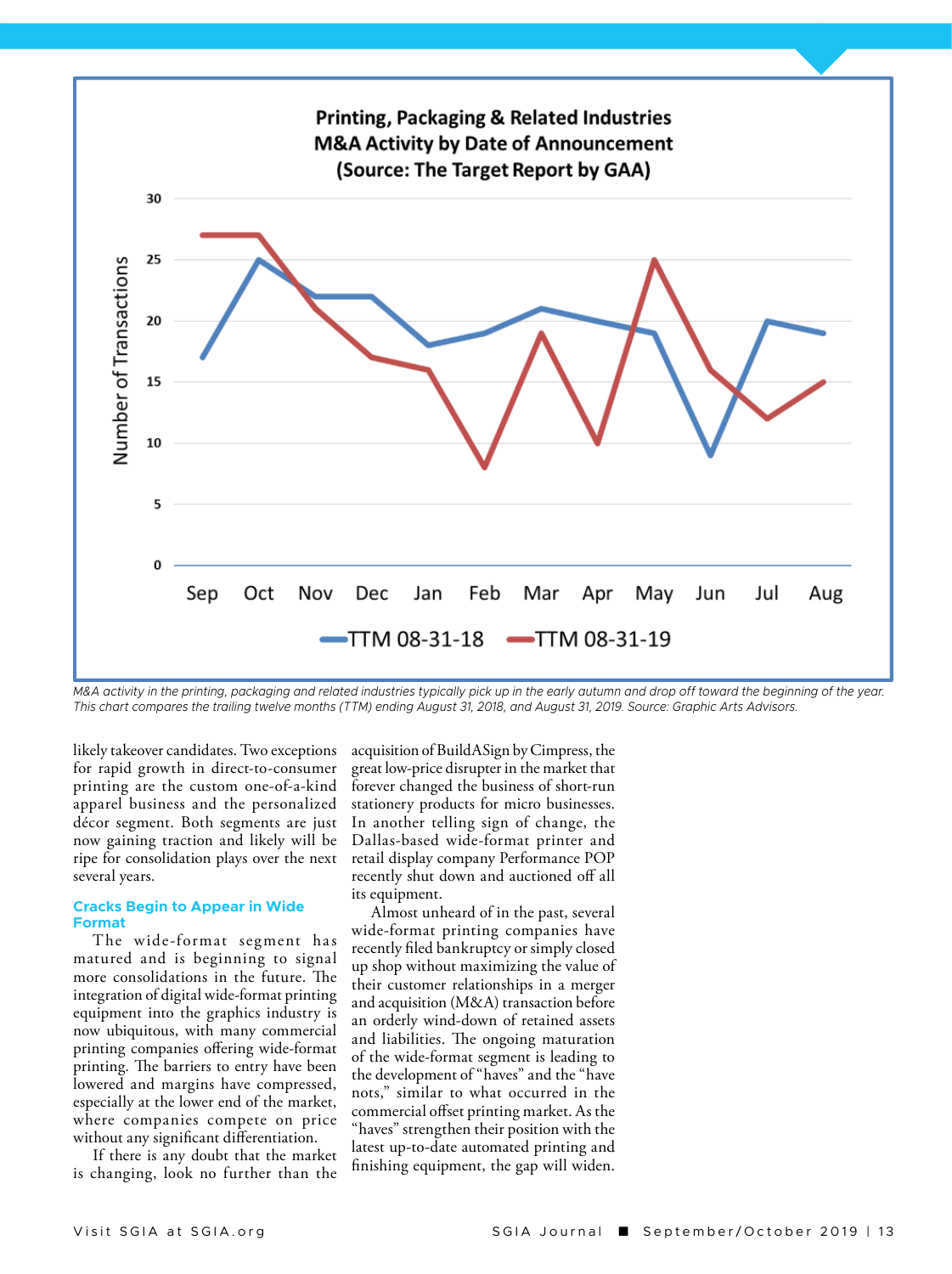**Printing, Packaging & Related Industries M&A Activity by Date of Announcement (Source: The Target Report by GAA)**

*M&A activity in the printing, packaging and related industries typically pick up in the early autumn and drop off toward the beginning of the year. This chart compares the trailing twelve months (TTM) ending August 31, 2018, and August 31, 2019. Source: Graphic Arts Advisors.*

likely takeover candidates. Two exceptions for rapid growth in direct-to-consumer printing are the custom one-of-a-kind apparel business and the personalized décor segment. Both segments are just now gaining traction and likely will be ripe for consolidation plays over the next several years.

### Cracks Begin to Appear in Wide Format

The wide-format segment has matured and is beginning to signal more consolidations in the future. The integration of digital wide-format printing equipment into the graphics industry is now ubiquitous, with many commercial printing companies offering wide-format printing. The barriers to entry have been lowered and margins have compressed, especially at the lower end of the market, where companies compete on price without any significant differentiation.

If there is any doubt that the market is changing, look no further than the acquisition of BuildASign by Cimpress, the great low-price disrupter in the market that forever changed the business of short-run stationery products for micro businesses. In another telling sign of change, the Dallas-based wide-format printer and retail display company Performance POP recently shut down and auctioned off all its equipment.

Almost unheard of in the past, several wide-format printing companies have recently filed bankruptcy or simply closed up shop without maximizing the value of their customer relationships in a merger and acquisition (M&A) transaction before an orderly wind-down of retained assets and liabilities. The ongoing maturation of the wide-format segment is leading to the development of "haves" and the "have nots," similar to what occurred in the commercial offset printing market. As the "haves" strengthen their position with the latest up-to-date automated printing and finishing equipment, the gap will widen.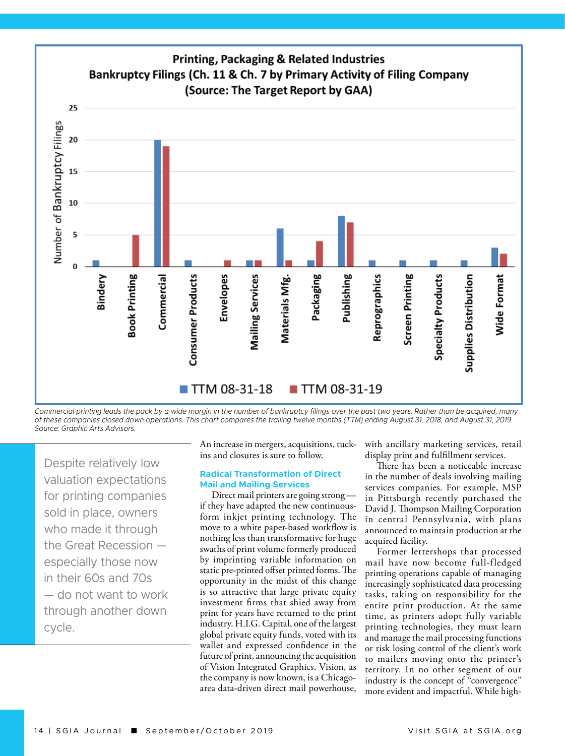**Printing, Packaging & Related Industries**
**Bankruptcy Filings (Ch. 11 & Ch. 7 by Primary Activity of Filing Company**
**(Source: The Target Report by GAA)**

| Primary Activity | TTM 08-31-18 | TTM 08-31-19 |
|---|---|---|
| Bindery | 1 | 0 |
| Book Printing | 0 | 5 |
| Commercial | 20 | 19 |
| Consumer Products | 1 | 0 |
| Envelopes | 0 | 1 |
| Mailing Services | 1 | 1 |
| Materials Mfg. | 6 | 1 |
| Packaging | 1 | 4 |
| Publishing | 8 | 7 |
| Reprographics | 1 | 0 |
| Screen Printing | 1 | 0 |
| Specialty Products | 1 | 0 |
| Supplies Distribution | 1 | 0 |
| Wide Format | 3 | 2 |

*Commercial printing leads the pack by a wide margin in the number of bankruptcy filings over the past two years. Rather than be acquired, many of these companies closed down operations. This chart compares the trailing twelve months (TTM) ending August 31, 2018, and August 31, 2019. Source: Graphic Arts Advisors.*

> Despite relatively low valuation expectations for printing companies sold in place, owners who made it through the Great Recession — especially those now in their 60s and 70s — do not want to work through another down cycle.

An increase in mergers, acquisitions, tuck-ins and closures is sure to follow.

### Radical Transformation of Direct Mail and Mailing Services

Direct mail printers are going strong — if they have adapted the new continuous-form inkjet printing technology. The move to a white paper-based workflow is nothing less than transformative for huge swaths of print volume formerly produced by imprinting variable information on static pre-printed offset printed forms. The opportunity in the midst of this change is so attractive that large private equity investment firms that shied away from print for years have returned to the print industry. H.I.G. Capital, one of the largest global private equity funds, voted with its wallet and expressed confidence in the future of print, announcing the acquisition of Vision Integrated Graphics. Vision, as the company is now known, is a Chicago-area data-driven direct mail powerhouse, with ancillary marketing services, retail display print and fulfillment services.

There has been a noticeable increase in the number of deals involving mailing services companies. For example, MSP in Pittsburgh recently purchased the David J. Thompson Mailing Corporation in central Pennsylvania, with plans announced to maintain production at the acquired facility.

Former lettershops that processed mail have now become full-fledged printing operations capable of managing increasingly sophisticated data processing tasks, taking on responsibility for the entire print production. At the same time, as printers adopt fully variable printing technologies, they must learn and manage the mail processing functions or risk losing control of the client's work to mailers moving onto the printer's territory. In no other segment of our industry is the concept of "convergence" more evident and impactful. While high-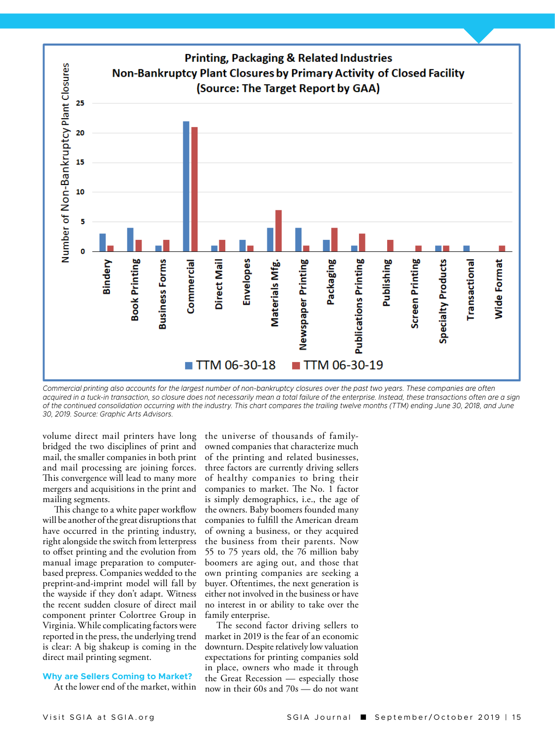**Printing, Packaging & Related Industries**
**Non-Bankruptcy Plant Closures by Primary Activity of Closed Facility**
**(Source: The Target Report by GAA)**

| Primary Activity | TTM 06-30-18 | TTM 06-30-19 |
| --- | --- | --- |
| Bindery | 3 | 1 |
| Book Printing | 4 | 2 |
| Business Forms | 1 | 2 |
| Commercial | 22 | 21 |
| Direct Mail | 1 | 2 |
| Envelopes | 2 | 1 |
| Materials Mfg. | 4 | 7 |
| Newspaper Printing | 4 | 1 |
| Packaging | 2 | 4 |
| Publications Printing | 1 | 3 |
| Publishing | 0 | 2 |
| Screen Printing | 0 | 1 |
| Specialty Products | 1 | 1 |
| Transactional | 1 | 0 |
| Wide Format | 0 | 1 |

*Commercial printing also accounts for the largest number of non-bankruptcy closures over the past two years. These companies are often acquired in a tuck-in transaction, so closure does not necessarily mean a total failure of the enterprise. Instead, these transactions often are a sign of the continued consolidation occurring with the industry. This chart compares the trailing twelve months (TTM) ending June 30, 2018, and June 30, 2019. Source: Graphic Arts Advisors.*

volume direct mail printers have long bridged the two disciplines of print and mail, the smaller companies in both print and mail processing are joining forces. This convergence will lead to many more mergers and acquisitions in the print and mailing segments.

This change to a white paper workflow will be another of the great disruptions that have occurred in the printing industry, right alongside the switch from letterpress to offset printing and the evolution from manual image preparation to computer-based prepress. Companies wedded to the preprint-and-imprint model will fall by the wayside if they don't adapt. Witness the recent sudden closure of direct mail component printer Colortree Group in Virginia. While complicating factors were reported in the press, the underlying trend is clear: A big shakeup is coming in the direct mail printing segment.

### Why are Sellers Coming to Market?

At the lower end of the market, within the universe of thousands of family-owned companies that characterize much of the printing and related businesses, three factors are currently driving sellers of healthy companies to bring their companies to market. The No. 1 factor is simply demographics, i.e., the age of the owners. Baby boomers founded many companies to fulfill the American dream of owning a business, or they acquired the business from their parents. Now 55 to 75 years old, the 76 million baby boomers are aging out, and those that own printing companies are seeking a buyer. Oftentimes, the next generation is either not involved in the business or have no interest in or ability to take over the family enterprise.

The second factor driving sellers to market in 2019 is the fear of an economic downturn. Despite relatively low valuation expectations for printing companies sold in place, owners who made it through the Great Recession — especially those now in their 60s and 70s — do not want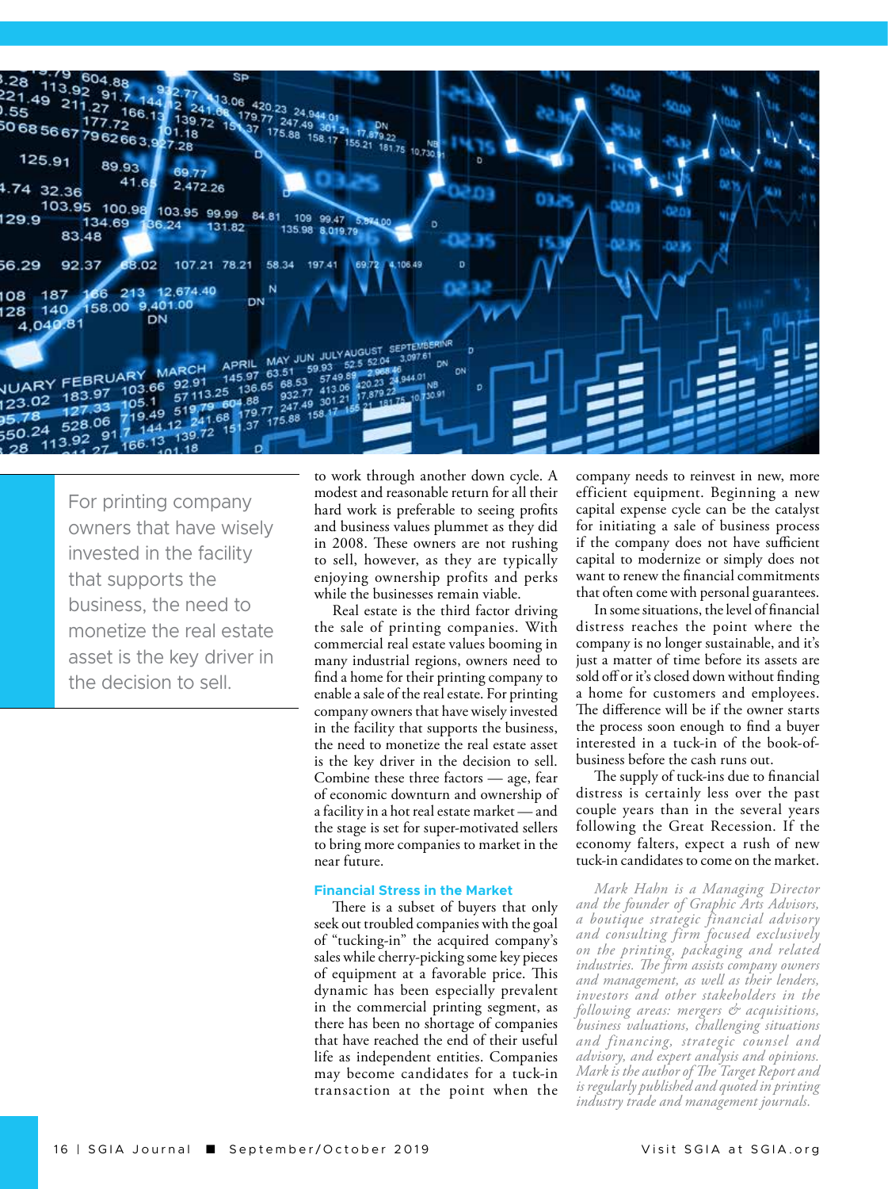> For printing company owners that have wisely invested in the facility that supports the business, the need to monetize the real estate asset is the key driver in the decision to sell.

to work through another down cycle. A modest and reasonable return for all their hard work is preferable to seeing profits and business values plummet as they did in 2008. These owners are not rushing to sell, however, as they are typically enjoying ownership profits and perks while the businesses remain viable.

Real estate is the third factor driving the sale of printing companies. With commercial real estate values booming in many industrial regions, owners need to find a home for their printing company to enable a sale of the real estate. For printing company owners that have wisely invested in the facility that supports the business, the need to monetize the real estate asset is the key driver in the decision to sell. Combine these three factors — age, fear of economic downturn and ownership of a facility in a hot real estate market — and the stage is set for super-motivated sellers to bring more companies to market in the near future.

### Financial Stress in the Market

There is a subset of buyers that only seek out troubled companies with the goal of "tucking-in" the acquired company's sales while cherry-picking some key pieces of equipment at a favorable price. This dynamic has been especially prevalent in the commercial printing segment, as there has been no shortage of companies that have reached the end of their useful life as independent entities. Companies may become candidates for a tuck-in transaction at the point when the company needs to reinvest in new, more efficient equipment. Beginning a new capital expense cycle can be the catalyst for initiating a sale of business process if the company does not have sufficient capital to modernize or simply does not want to renew the financial commitments that often come with personal guarantees.

In some situations, the level of financial distress reaches the point where the company is no longer sustainable, and it's just a matter of time before its assets are sold off or it's closed down without finding a home for customers and employees. The difference will be if the owner starts the process soon enough to find a buyer interested in a tuck-in of the book-of-business before the cash runs out.

The supply of tuck-ins due to financial distress is certainly less over the past couple years than in the several years following the Great Recession. If the economy falters, expect a rush of new tuck-in candidates to come on the market.

*Mark Hahn is a Managing Director and the founder of Graphic Arts Advisors, a boutique strategic financial advisory and consulting firm focused exclusively on the printing, packaging and related industries. The firm assists company owners and management, as well as their lenders, investors and other stakeholders in the following areas: mergers & acquisitions, business valuations, challenging situations and financing, strategic counsel and advisory, and expert analysis and opinions. Mark is the author of The Target Report and is regularly published and quoted in printing industry trade and management journals.*